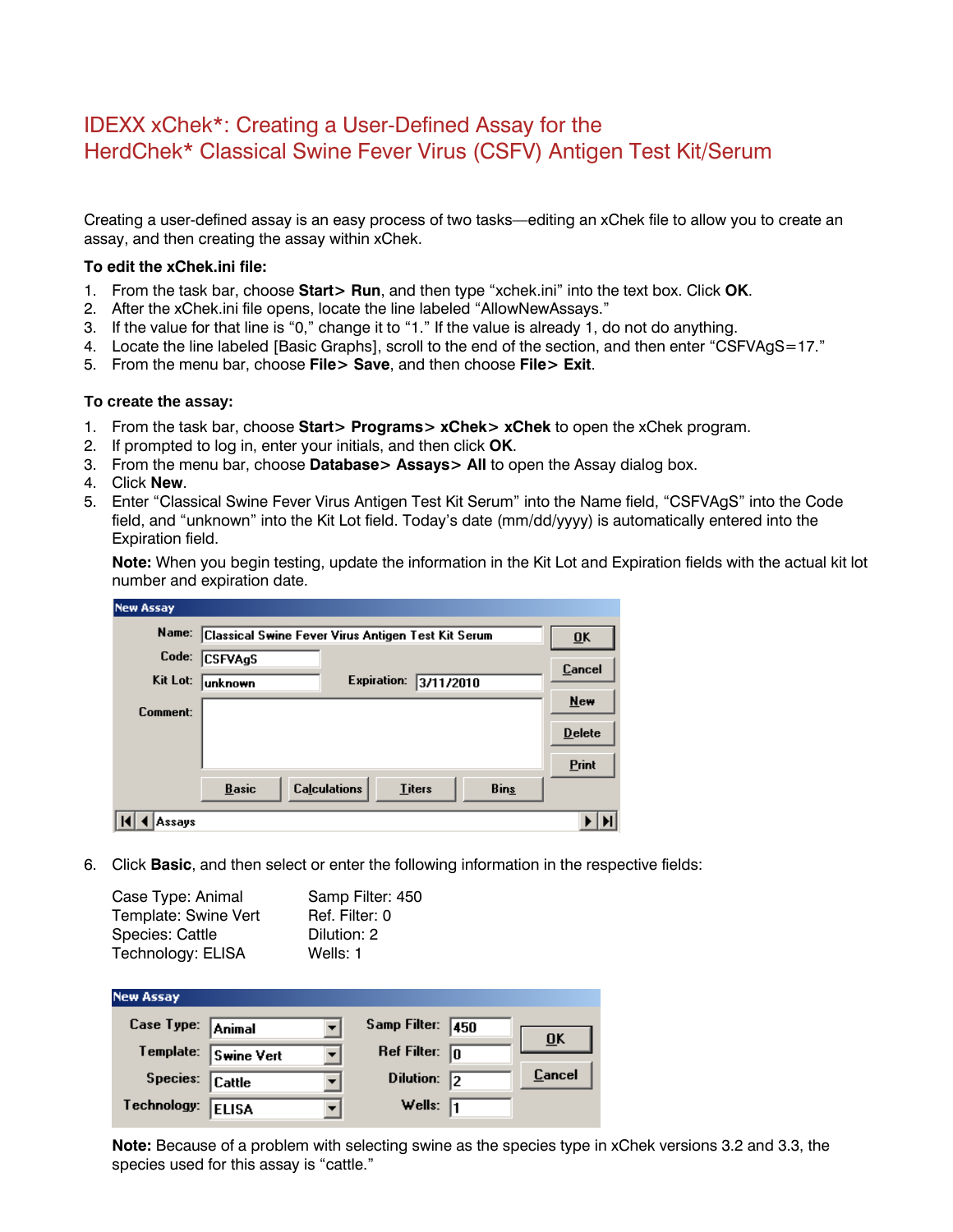# IDEXX xChek*: Creating a User-Defined Assay for the HerdChek* Classical Swine Fever Virus (CSFV) Antigen Test Kit/Serum

Creating a user-defined assay is an easy process of two tasks—editing an xChek file to allow you to create an assay, and then creating the assay within xChek.

**To edit the xChek.ini file:**

1. From the task bar, choose **Start> Run**, and then type “xchek.ini” into the text box. Click **OK**.
2. After the xChek.ini file opens, locate the line labeled “AllowNewAssays.”
3. If the value for that line is “0,” change it to “1.” If the value is already 1, do not do anything.
4. Locate the line labeled [Basic Graphs], scroll to the end of the section, and then enter “CSFVAgS=17.”
5. From the menu bar, choose **File> Save**, and then choose **File> Exit**.

**To create the assay:**

1. From the task bar, choose **Start> Programs> xChek> xChek** to open the xChek program.
2. If prompted to log in, enter your initials, and then click **OK**.
3. From the menu bar, choose **Database> Assays> All** to open the Assay dialog box.
4. Click **New**.
5. Enter “Classical Swine Fever Virus Antigen Test Kit Serum” into the Name field, “CSFVAgS” into the Code field, and “unknown” into the Kit Lot field. Today’s date (mm/dd/yyyy) is automatically entered into the Expiration field.

   **Note:** When you begin testing, update the information in the Kit Lot and Expiration fields with the actual kit lot number and expiration date.

6. Click **Basic**, and then select or enter the following information in the respective fields:

   Case Type: Animal
   Template: Swine Vert
   Species: Cattle
   Technology: ELISA
   Samp Filter: 450
   Ref. Filter: 0
   Dilution: 2
   Wells: 1

   **Note:** Because of a problem with selecting swine as the species type in xChek versions 3.2 and 3.3, the species used for this assay is “cattle.”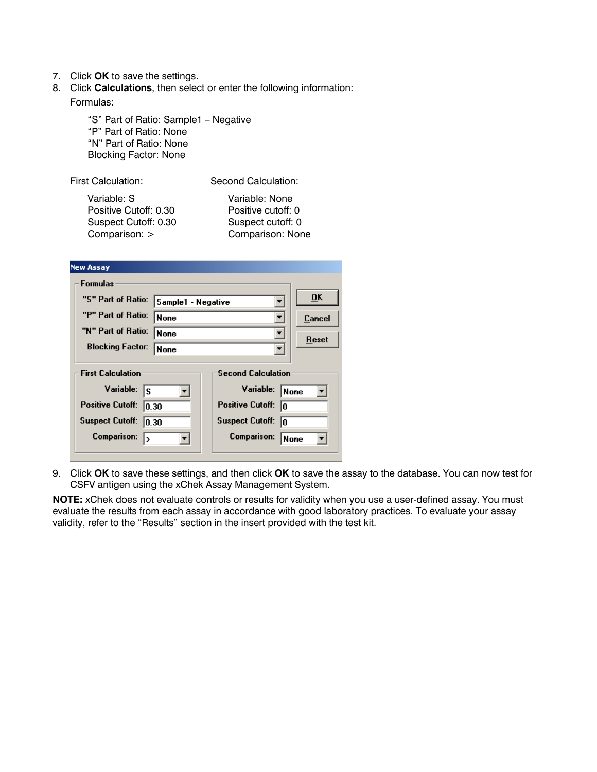7. Click **OK** to save the settings.
8. Click **Calculations**, then select or enter the following information:

   Formulas:

   > "S" Part of Ratio: Sample1 − Negative
   > "P" Part of Ratio: None
   > "N" Part of Ratio: None
   > Blocking Factor: None

   First Calculation:

   > Variable: S
   > Positive Cutoff: 0.30
   > Suspect Cutoff: 0.30
   > Comparison: >

   Second Calculation:

   > Variable: None
   > Positive cutoff: 0
   > Suspect cutoff: 0
   > Comparison: None

9. Click **OK** to save these settings, and then click **OK** to save the assay to the database. You can now test for CSFV antigen using the xChek Assay Management System.

**NOTE:** xChek does not evaluate controls or results for validity when you use a user-defined assay. You must evaluate the results from each assay in accordance with good laboratory practices. To evaluate your assay validity, refer to the "Results" section in the insert provided with the test kit.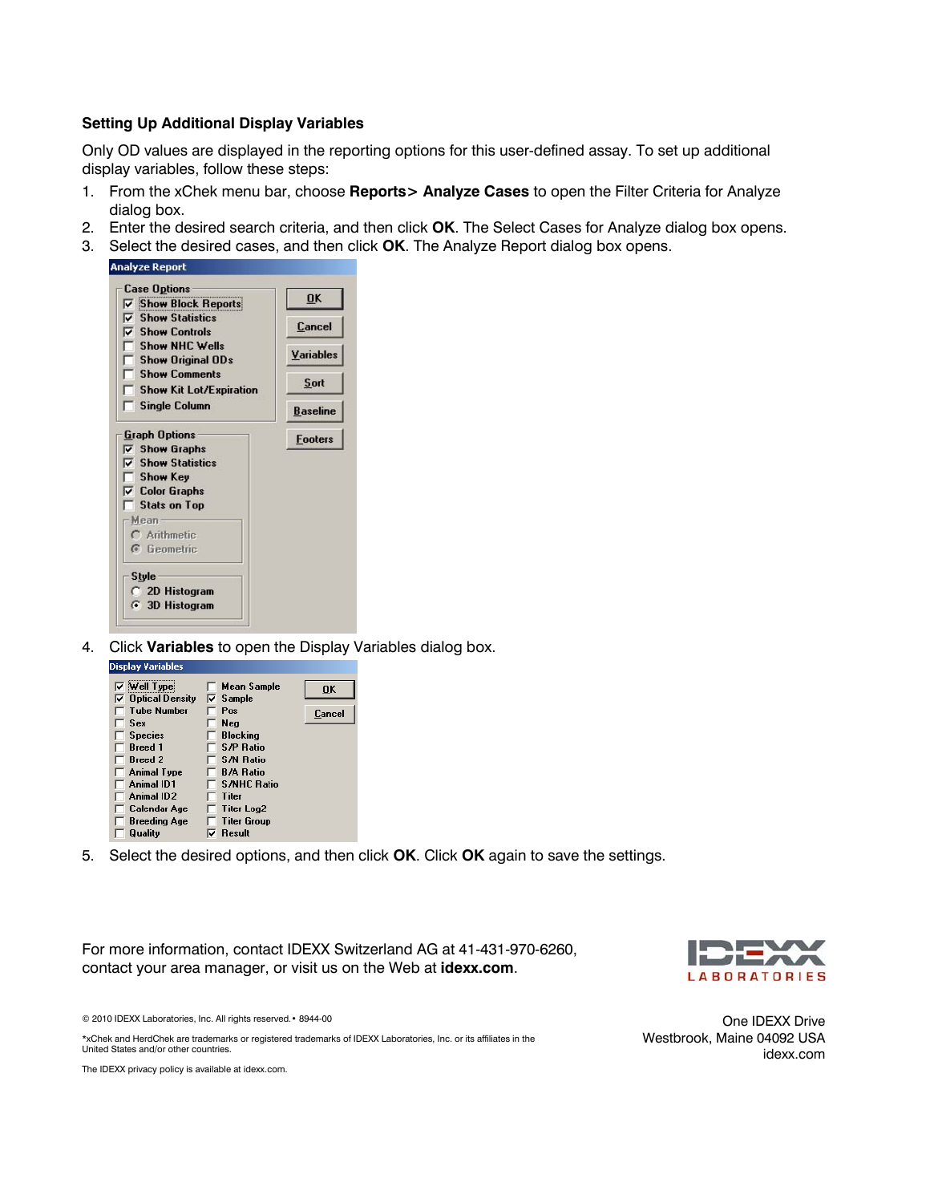### Setting Up Additional Display Variables

Only OD values are displayed in the reporting options for this user-defined assay. To set up additional display variables, follow these steps:

1. From the xChek menu bar, choose **Reports> Analyze Cases** to open the Filter Criteria for Analyze dialog box.
2. Enter the desired search criteria, and then click **OK**. The Select Cases for Analyze dialog box opens.
3. Select the desired cases, and then click **OK**. The Analyze Report dialog box opens.

Analyze Report

Case Options
- [x] Show Block Reports
- [x] Show Statistics
- [x] Show Controls
- [ ] Show NHC Wells
- [ ] Show Original ODs
- [ ] Show Comments
- [ ] Show Kit Lot/Expiration
- [ ] Single Column

Graph Options
- [x] Show Graphs
- [x] Show Statistics
- [ ] Show Key
- [x] Color Graphs
- [ ] Stats on Top

Mean
- Arithmetic
- Geometric

Style
- 2D Histogram
- 3D Histogram

OK | Cancel | Variables | Sort | Baseline | Footers

4. Click **Variables** to open the Display Variables dialog box.

Display Variables

- [x] Well Type
- [x] Optical Density
- [ ] Tube Number
- [ ] Sex
- [ ] Species
- [ ] Breed 1
- [ ] Breed 2
- [ ] Animal Type
- [ ] Animal ID1
- [ ] Animal ID2
- [ ] Calendar Age
- [ ] Breeding Age
- [ ] Quality
- [ ] Mean Sample
- [x] Sample
- [ ] Pos
- [ ] Neg
- [ ] Blocking
- [ ] S/P Ratio
- [ ] S/N Ratio
- [ ] B/A Ratio
- [ ] S/NHC Ratio
- [ ] Titer
- [ ] Titer Log2
- [ ] Titer Group
- [x] Result

OK | Cancel

5. Select the desired options, and then click **OK**. Click **OK** again to save the settings.

For more information, contact IDEXX Switzerland AG at 41-431-970-6260, contact your area manager, or visit us on the Web at **idexx.com**.

IDEXX LABORATORIES

© 2010 IDEXX Laboratories, Inc. All rights reserved.• 8944-00

*xChek and HerdChek are trademarks or registered trademarks of IDEXX Laboratories, Inc. or its affiliates in the United States and/or other countries.

The IDEXX privacy policy is available at idexx.com.

One IDEXX Drive
Westbrook, Maine 04092 USA
idexx.com